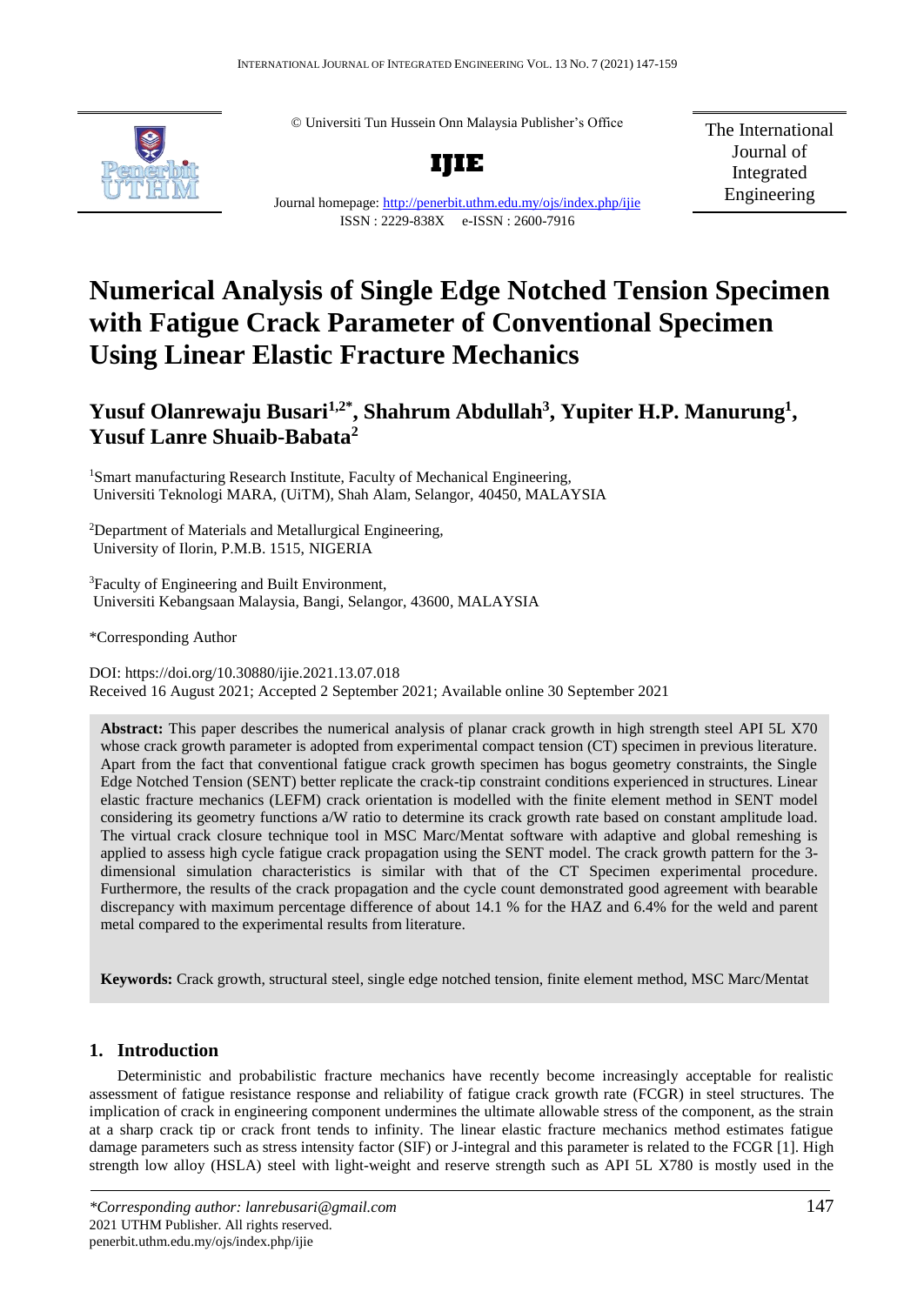© Universiti Tun Hussein Onn Malaysia Publisher's Office

**IJIE**

Journal homepage: http://penerbit.uthm.edu.my/ojs/index.php/ijie

ISSN : 2229-838X e-ISSN : 2600-7916

The International Journal of Integrated Engineering

# Numerical Analysis of Single Edge Notched Tension Specimen with Fatigue Crack Parameter of Conventional Specimen Using Linear Elastic Fracture Mechanics

**Yusuf Olanrewaju Busari[1,2*], Shahrum Abdullah[3], Yupiter H.P. Manurung[1], Yusuf Lanre Shuaib-Babata[2]**

[1]Smart manufacturing Research Institute, Faculty of Mechanical Engineering, Universiti Teknologi MARA, (UiTM), Shah Alam, Selangor, 40450, MALAYSIA

[2]Department of Materials and Metallurgical Engineering, University of Ilorin, P.M.B. 1515, NIGERIA

[3]Faculty of Engineering and Built Environment, Universiti Kebangsaan Malaysia, Bangi, Selangor, 43600, MALAYSIA

*Corresponding Author

DOI: https://doi.org/10.30880/ijie.2021.13.07.018

Received 16 August 2021; Accepted 2 September 2021; Available online 30 September 2021

**Abstract:** This paper describes the numerical analysis of planar crack growth in high strength steel API 5L X70 whose crack growth parameter is adopted from experimental compact tension (CT) specimen in previous literature. Apart from the fact that conventional fatigue crack growth specimen has bogus geometry constraints, the Single Edge Notched Tension (SENT) better replicate the crack-tip constraint conditions experienced in structures. Linear elastic fracture mechanics (LEFM) crack orientation is modelled with the finite element method in SENT model considering its geometry functions a/W ratio to determine its crack growth rate based on constant amplitude load. The virtual crack closure technique tool in MSC Marc/Mentat software with adaptive and global remeshing is applied to assess high cycle fatigue crack propagation using the SENT model. The crack growth pattern for the 3-dimensional simulation characteristics is similar with that of the CT Specimen experimental procedure. Furthermore, the results of the crack propagation and the cycle count demonstrated good agreement with bearable discrepancy with maximum percentage difference of about 14.1 % for the HAZ and 6.4% for the weld and parent metal compared to the experimental results from literature.

**Keywords:** Crack growth, structural steel, single edge notched tension, finite element method, MSC Marc/Mentat

## 1. Introduction

Deterministic and probabilistic fracture mechanics have recently become increasingly acceptable for realistic assessment of fatigue resistance response and reliability of fatigue crack growth rate (FCGR) in steel structures. The implication of crack in engineering component undermines the ultimate allowable stress of the component, as the strain at a sharp crack tip or crack front tends to infinity. The linear elastic fracture mechanics method estimates fatigue damage parameters such as stress intensity factor (SIF) or J-integral and this parameter is related to the FCGR [1]. High strength low alloy (HSLA) steel with light-weight and reserve strength such as API 5L X780 is mostly used in the

*\*Corresponding author: lanrebusari@gmail.com*
2021 UTHM Publisher. All rights reserved.
penerbit.uthm.edu.my/ojs/index.php/ijie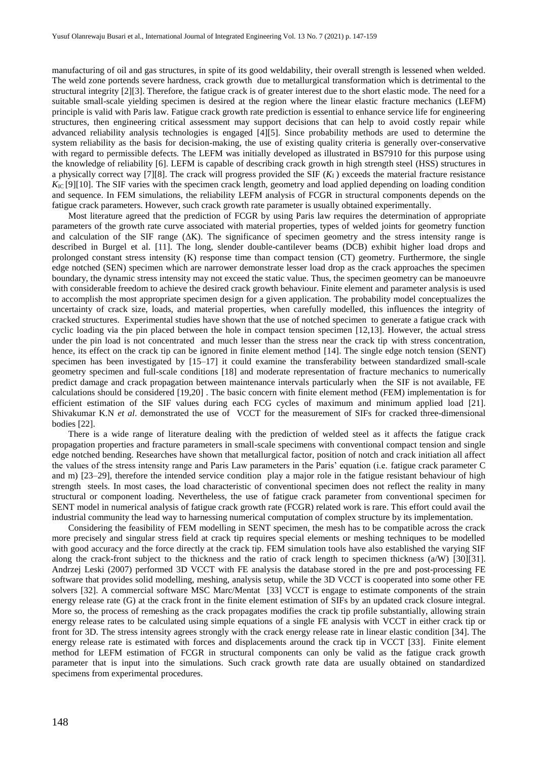manufacturing of oil and gas structures, in spite of its good weldability, their overall strength is lessened when welded. The weld zone portends severe hardness, crack growth due to metallurgical transformation which is detrimental to the structural integrity [2][3]. Therefore, the fatigue crack is of greater interest due to the short elastic mode. The need for a suitable small-scale yielding specimen is desired at the region where the linear elastic fracture mechanics (LEFM) principle is valid with Paris law. Fatigue crack growth rate prediction is essential to enhance service life for engineering structures, then engineering critical assessment may support decisions that can help to avoid costly repair while advanced reliability analysis technologies is engaged [4][5]. Since probability methods are used to determine the system reliability as the basis for decision-making, the use of existing quality criteria is generally over-conservative with regard to permissible defects. The LEFM was initially developed as illustrated in BS7910 for this purpose using the knowledge of reliability [6]. LEFM is capable of describing crack growth in high strength steel (HSS) structures in a physically correct way [7][8]. The crack will progress provided the SIF ($K_I$) exceeds the material fracture resistance $K_{IC}$ [9][10]. The SIF varies with the specimen crack length, geometry and load applied depending on loading condition and sequence. In FEM simulations, the reliability LEFM analysis of FCGR in structural components depends on the fatigue crack parameters. However, such crack growth rate parameter is usually obtained experimentally.

Most literature agreed that the prediction of FCGR by using Paris law requires the determination of appropriate parameters of the growth rate curve associated with material properties, types of welded joints for geometry function and calculation of the SIF range ($\Delta K$). The significance of specimen geometry and the stress intensity range is described in Burgel et al. [11]. The long, slender double-cantilever beams (DCB) exhibit higher load drops and prolonged constant stress intensity (K) response time than compact tension (CT) geometry. Furthermore, the single edge notched (SEN) specimen which are narrower demonstrate lesser load drop as the crack approaches the specimen boundary, the dynamic stress intensity may not exceed the static value. Thus, the specimen geometry can be manoeuvre with considerable freedom to achieve the desired crack growth behaviour. Finite element and parameter analysis is used to accomplish the most appropriate specimen design for a given application. The probability model conceptualizes the uncertainty of crack size, loads, and material properties, when carefully modelled, this influences the integrity of cracked structures. Experimental studies have shown that the use of notched specimen to generate a fatigue crack with cyclic loading via the pin placed between the hole in compact tension specimen [12,13]. However, the actual stress under the pin load is not concentrated and much lesser than the stress near the crack tip with stress concentration, hence, its effect on the crack tip can be ignored in finite element method [14]. The single edge notch tension (SENT) specimen has been investigated by [15–17] it could examine the transferability between standardized small-scale geometry specimen and full-scale conditions [18] and moderate representation of fracture mechanics to numerically predict damage and crack propagation between maintenance intervals particularly when the SIF is not available, FE calculations should be considered [19,20] . The basic concern with finite element method (FEM) implementation is for efficient estimation of the SIF values during each FCG cycles of maximum and minimum applied load [21]. Shivakumar K.N *et al*. demonstrated the use of VCCT for the measurement of SIFs for cracked three-dimensional bodies [22].

There is a wide range of literature dealing with the prediction of welded steel as it affects the fatigue crack propagation properties and fracture parameters in small-scale specimens with conventional compact tension and single edge notched bending. Researches have shown that metallurgical factor, position of notch and crack initiation all affect the values of the stress intensity range and Paris Law parameters in the Paris' equation (i.e. fatigue crack parameter C and m) [23–29], therefore the intended service condition play a major role in the fatigue resistant behaviour of high strength steels. In most cases, the load characteristic of conventional specimen does not reflect the reality in many structural or component loading. Nevertheless, the use of fatigue crack parameter from conventional specimen for SENT model in numerical analysis of fatigue crack growth rate (FCGR) related work is rare. This effort could avail the industrial community the lead way to harnessing numerical computation of complex structure by its implementation.

Considering the feasibility of FEM modelling in SENT specimen, the mesh has to be compatible across the crack more precisely and singular stress field at crack tip requires special elements or meshing techniques to be modelled with good accuracy and the force directly at the crack tip. FEM simulation tools have also established the varying SIF along the crack-front subject to the thickness and the ratio of crack length to specimen thickness (a/W) [30][31]. Andrzej Leski (2007) performed 3D VCCT with FE analysis the database stored in the pre and post-processing FE software that provides solid modelling, meshing, analysis setup, while the 3D VCCT is cooperated into some other FE solvers [32]. A commercial software MSC Marc/Mentat [33] VCCT is engage to estimate components of the strain energy release rate (G) at the crack front in the finite element estimation of SIFs by an updated crack closure integral. More so, the process of remeshing as the crack propagates modifies the crack tip profile substantially, allowing strain energy release rates to be calculated using simple equations of a single FE analysis with VCCT in either crack tip or front for 3D. The stress intensity agrees strongly with the crack energy release rate in linear elastic condition [34]. The energy release rate is estimated with forces and displacements around the crack tip in VCCT [33]. Finite element method for LEFM estimation of FCGR in structural components can only be valid as the fatigue crack growth parameter that is input into the simulations. Such crack growth rate data are usually obtained on standardized specimens from experimental procedures.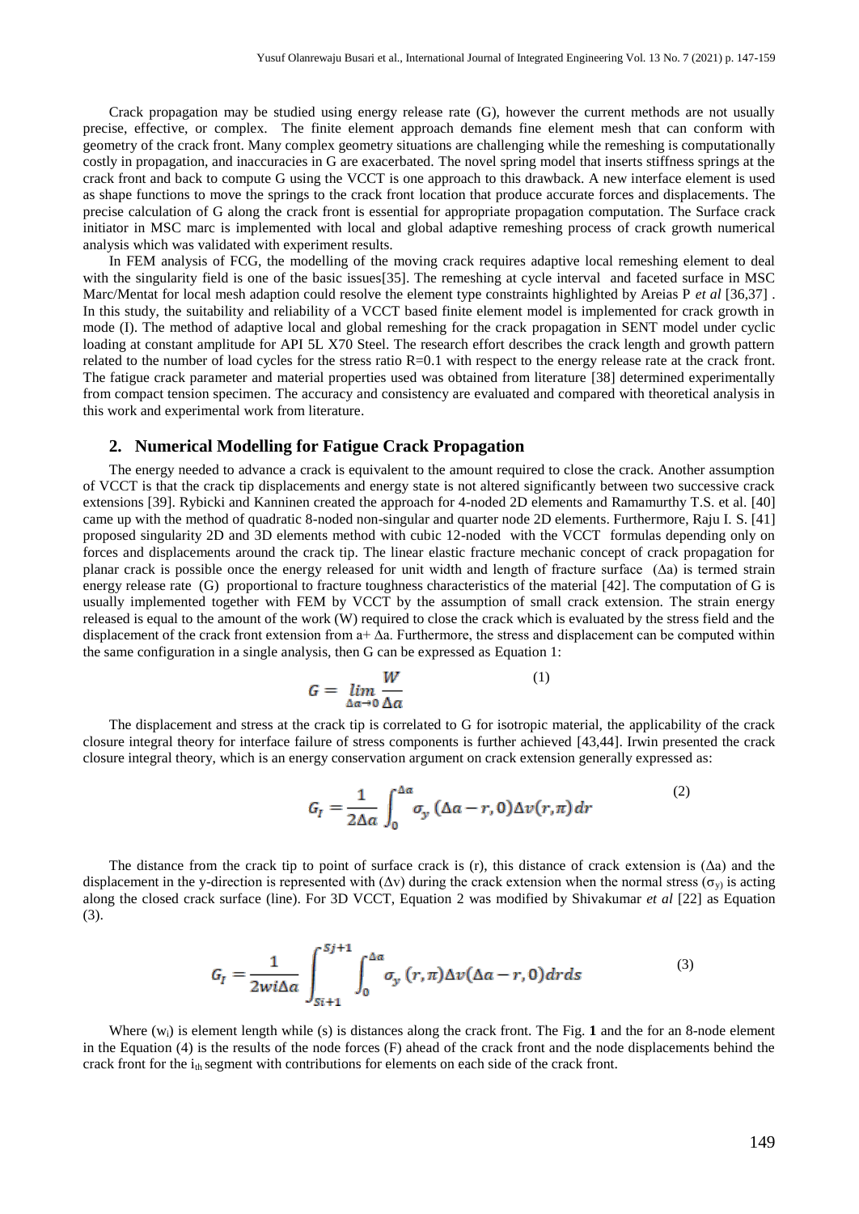Crack propagation may be studied using energy release rate (G), however the current methods are not usually precise, effective, or complex. The finite element approach demands fine element mesh that can conform with geometry of the crack front. Many complex geometry situations are challenging while the remeshing is computationally costly in propagation, and inaccuracies in G are exacerbated. The novel spring model that inserts stiffness springs at the crack front and back to compute G using the VCCT is one approach to this drawback. A new interface element is used as shape functions to move the springs to the crack front location that produce accurate forces and displacements. The precise calculation of G along the crack front is essential for appropriate propagation computation. The Surface crack initiator in MSC marc is implemented with local and global adaptive remeshing process of crack growth numerical analysis which was validated with experiment results.

In FEM analysis of FCG, the modelling of the moving crack requires adaptive local remeshing element to deal with the singularity field is one of the basic issues[35]. The remeshing at cycle interval and faceted surface in MSC Marc/Mentat for local mesh adaption could resolve the element type constraints highlighted by Areias P *et al* [36,37] . In this study, the suitability and reliability of a VCCT based finite element model is implemented for crack growth in mode (I). The method of adaptive local and global remeshing for the crack propagation in SENT model under cyclic loading at constant amplitude for API 5L X70 Steel. The research effort describes the crack length and growth pattern related to the number of load cycles for the stress ratio R=0.1 with respect to the energy release rate at the crack front. The fatigue crack parameter and material properties used was obtained from literature [38] determined experimentally from compact tension specimen. The accuracy and consistency are evaluated and compared with theoretical analysis in this work and experimental work from literature.

## 2. Numerical Modelling for Fatigue Crack Propagation

The energy needed to advance a crack is equivalent to the amount required to close the crack. Another assumption of VCCT is that the crack tip displacements and energy state is not altered significantly between two successive crack extensions [39]. Rybicki and Kanninen created the approach for 4-noded 2D elements and Ramamurthy T.S. et al. [40] came up with the method of quadratic 8-noded non-singular and quarter node 2D elements. Furthermore, Raju I. S. [41] proposed singularity 2D and 3D elements method with cubic 12-noded with the VCCT formulas depending only on forces and displacements around the crack tip. The linear elastic fracture mechanic concept of crack propagation for planar crack is possible once the energy released for unit width and length of fracture surface ($\Delta a$) is termed strain energy release rate (G) proportional to fracture toughness characteristics of the material [42]. The computation of G is usually implemented together with FEM by VCCT by the assumption of small crack extension. The strain energy released is equal to the amount of the work (W) required to close the crack which is evaluated by the stress field and the displacement of the crack front extension from a+ $\Delta a$. Furthermore, the stress and displacement can be computed within the same configuration in a single analysis, then G can be expressed as Equation 1:

$$G = \lim_{\Delta a \to 0} \frac{W}{\Delta a} \tag{1}$$

The displacement and stress at the crack tip is correlated to G for isotropic material, the applicability of the crack closure integral theory for interface failure of stress components is further achieved [43,44]. Irwin presented the crack closure integral theory, which is an energy conservation argument on crack extension generally expressed as:

$$G_I = \frac{1}{2\Delta a} \int_0^{\Delta a} \sigma_y \left(\Delta a - r, 0\right) \Delta v(r, \pi)\, dr \tag{2}$$

The distance from the crack tip to point of surface crack is (r), this distance of crack extension is ($\Delta a$) and the displacement in the y-direction is represented with ($\Delta v$) during the crack extension when the normal stress ($\sigma_y$) is acting along the closed crack surface (line). For 3D VCCT, Equation 2 was modified by Shivakumar *et al* [22] as Equation (3).

$$G_I = \frac{1}{2wi\Delta a} \int_{Si+1}^{Sj+1} \int_0^{\Delta a} \sigma_y \left(r, \pi\right) \Delta v(\Delta a - r, 0)\, dr\, ds \tag{3}$$

Where ($w_i$) is element length while (s) is distances along the crack front. The Fig. **1** and the for an 8-node element in the Equation (4) is the results of the node forces (F) ahead of the crack front and the node displacements behind the crack front for the $i_{th}$ segment with contributions for elements on each side of the crack front.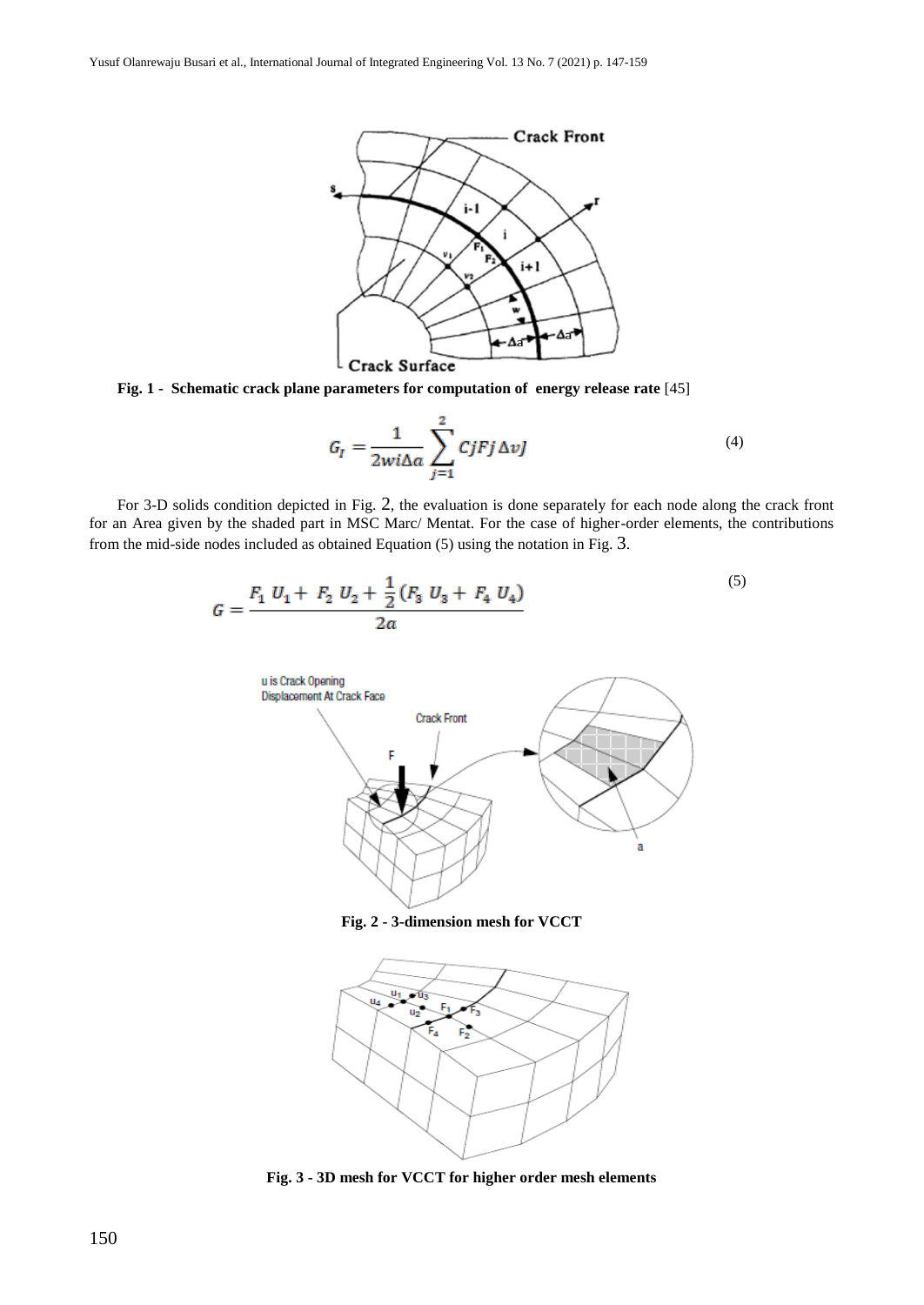**Fig. 1 - Schematic crack plane parameters for computation of energy release rate** [45]

$$G_I = \frac{1}{2wi\Delta a}\sum_{j=1}^{2} CjFj\,\Delta vJ \tag{4}$$

For 3-D solids condition depicted in Fig. 2, the evaluation is done separately for each node along the crack front for an Area given by the shaded part in MSC Marc/ Mentat. For the case of higher-order elements, the contributions from the mid-side nodes included as obtained Equation (5) using the notation in Fig. 3.

$$G = \frac{F_1\,U_1 + F_2\,U_2 + \frac{1}{2}(F_3\,U_3 + F_4\,U_4)}{2a} \tag{5}$$

**Fig. 2 - 3-dimension mesh for VCCT**

**Fig. 3 - 3D mesh for VCCT for higher order mesh elements**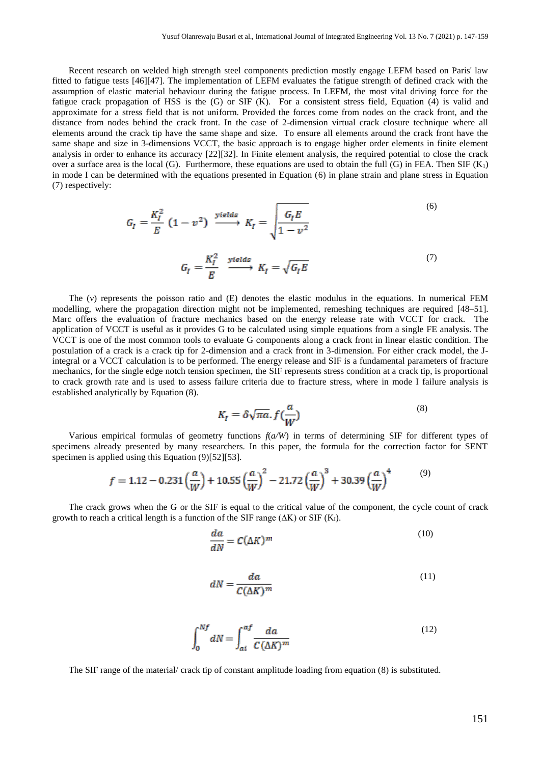Recent research on welded high strength steel components prediction mostly engage LEFM based on Paris' law fitted to fatigue tests [46][47]. The implementation of LEFM evaluates the fatigue strength of defined crack with the assumption of elastic material behaviour during the fatigue process. In LEFM, the most vital driving force for the fatigue crack propagation of HSS is the (G) or SIF (K). For a consistent stress field, Equation (4) is valid and approximate for a stress field that is not uniform. Provided the forces come from nodes on the crack front, and the distance from nodes behind the crack front. In the case of 2-dimension virtual crack closure technique where all elements around the crack tip have the same shape and size. To ensure all elements around the crack front have the same shape and size in 3-dimensions VCCT, the basic approach is to engage higher order elements in finite element analysis in order to enhance its accuracy [22][32]. In Finite element analysis, the required potential to close the crack over a surface area is the local (G). Furthermore, these equations are used to obtain the full (G) in FEA. Then SIF ($K_1$) in mode I can be determined with the equations presented in Equation (6) in plane strain and plane stress in Equation (7) respectively:

$$G_I = \frac{K_I^2}{E}\left(1 - v^2\right) \xrightarrow{yields} K_I = \sqrt{\frac{G_I E}{1 - v^2}} \tag{6}$$

$$G_I = \frac{K_I^2}{E} \xrightarrow{yields} K_I = \sqrt{G_I E} \tag{7}$$

The (v) represents the poisson ratio and (E) denotes the elastic modulus in the equations. In numerical FEM modelling, where the propagation direction might not be implemented, remeshing techniques are required [48–51]. Marc offers the evaluation of fracture mechanics based on the energy release rate with VCCT for crack. The application of VCCT is useful as it provides G to be calculated using simple equations from a single FE analysis. The VCCT is one of the most common tools to evaluate G components along a crack front in linear elastic condition. The postulation of a crack is a crack tip for 2-dimension and a crack front in 3-dimension. For either crack model, the J-integral or a VCCT calculation is to be performed. The energy release and SIF is a fundamental parameters of fracture mechanics, for the single edge notch tension specimen, the SIF represents stress condition at a crack tip, is proportional to crack growth rate and is used to assess failure criteria due to fracture stress, where in mode I failure analysis is established analytically by Equation (8).

$$K_I = \delta\sqrt{\pi a}.\, f\left(\frac{a}{W}\right) \tag{8}$$

Various empirical formulas of geometry functions $f(a/W)$ in terms of determining SIF for different types of specimens already presented by many researchers. In this paper, the formula for the correction factor for SENT specimen is applied using this Equation (9)[52][53].

$$f = 1.12 - 0.231\left(\frac{a}{W}\right) + 10.55\left(\frac{a}{W}\right)^2 - 21.72\left(\frac{a}{W}\right)^3 + 30.39\left(\frac{a}{W}\right)^4 \tag{9}$$

The crack grows when the G or the SIF is equal to the critical value of the component, the cycle count of crack growth to reach a critical length is a function of the SIF range ($\Delta K$) or SIF ($K_I$).

$$\frac{da}{dN} = C(\Delta K)^m \tag{10}$$

$$dN = \frac{da}{C(\Delta K)^m} \tag{11}$$

$$\int_0^{Nf} dN = \int_{ai}^{af} \frac{da}{C(\Delta K)^m} \tag{12}$$

The SIF range of the material/ crack tip of constant amplitude loading from equation (8) is substituted.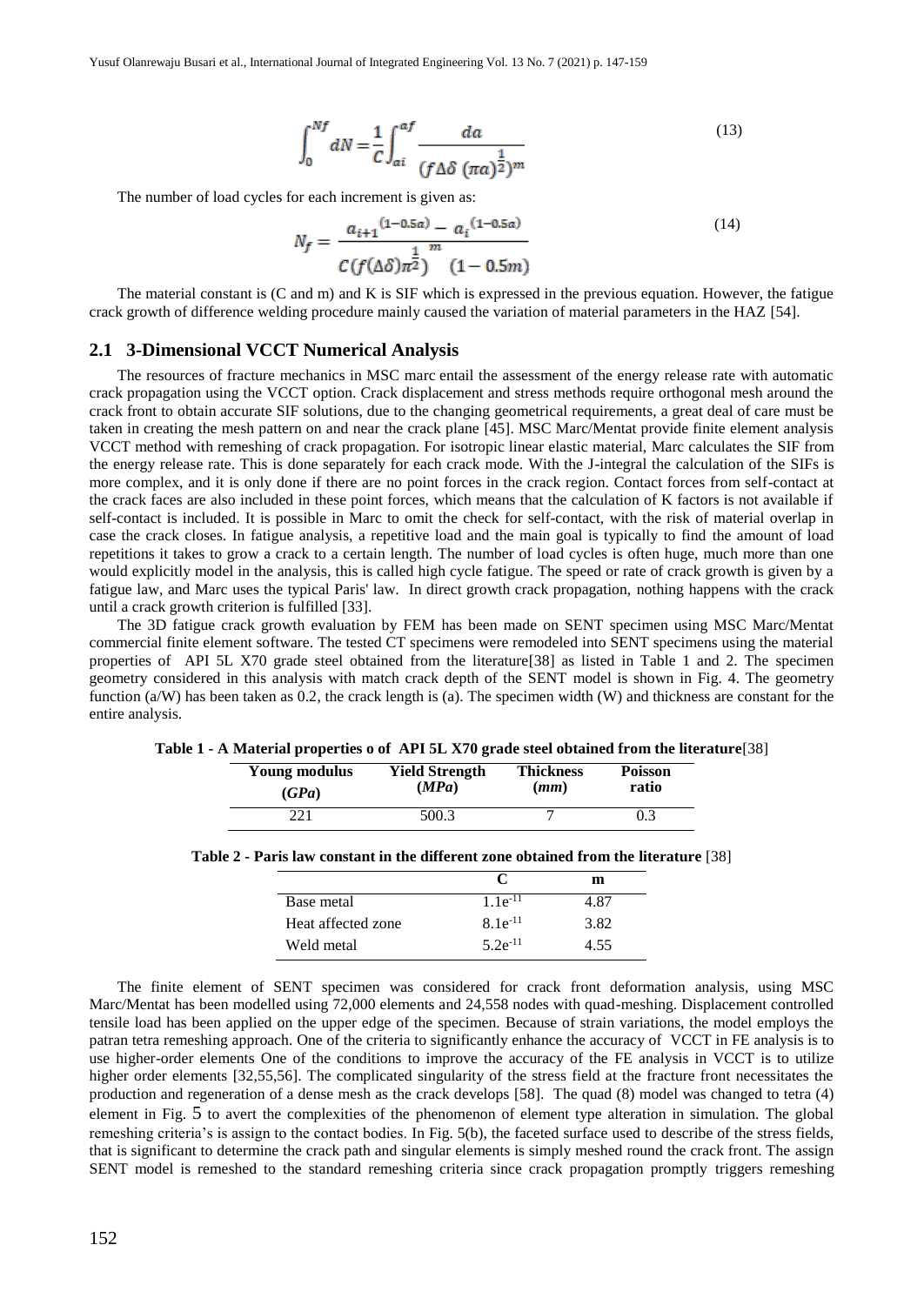$$\int_0^{Nf} dN = \frac{1}{C}\int_{ai}^{af} \frac{da}{(f\Delta\delta\,(\pi a)^{\frac{1}{2}})^m} \tag{13}$$

The number of load cycles for each increment is given as:

$$N_f = \frac{a_{i+1}^{\,(1-0.5a)} - a_i^{\,(1-0.5a)}}{C\left(f(\Delta\delta)\pi^{\frac{1}{2}}\right)^m (1-0.5m)} \tag{14}$$

The material constant is (C and m) and K is SIF which is expressed in the previous equation. However, the fatigue crack growth of difference welding procedure mainly caused the variation of material parameters in the HAZ [54].

## 2.1 3-Dimensional VCCT Numerical Analysis

The resources of fracture mechanics in MSC marc entail the assessment of the energy release rate with automatic crack propagation using the VCCT option. Crack displacement and stress methods require orthogonal mesh around the crack front to obtain accurate SIF solutions, due to the changing geometrical requirements, a great deal of care must be taken in creating the mesh pattern on and near the crack plane [45]. MSC Marc/Mentat provide finite element analysis VCCT method with remeshing of crack propagation. For isotropic linear elastic material, Marc calculates the SIF from the energy release rate. This is done separately for each crack mode. With the J-integral the calculation of the SIFs is more complex, and it is only done if there are no point forces in the crack region. Contact forces from self-contact at the crack faces are also included in these point forces, which means that the calculation of K factors is not available if self-contact is included. It is possible in Marc to omit the check for self-contact, with the risk of material overlap in case the crack closes. In fatigue analysis, a repetitive load and the main goal is typically to find the amount of load repetitions it takes to grow a crack to a certain length. The number of load cycles is often huge, much more than one would explicitly model in the analysis, this is called high cycle fatigue. The speed or rate of crack growth is given by a fatigue law, and Marc uses the typical Paris' law. In direct growth crack propagation, nothing happens with the crack until a crack growth criterion is fulfilled [33].

The 3D fatigue crack growth evaluation by FEM has been made on SENT specimen using MSC Marc/Mentat commercial finite element software. The tested CT specimens were remodeled into SENT specimens using the material properties of API 5L X70 grade steel obtained from the literature[38] as listed in Table 1 and 2. The specimen geometry considered in this analysis with match crack depth of the SENT model is shown in Fig. 4. The geometry function (a/W) has been taken as 0.2, the crack length is (a). The specimen width (W) and thickness are constant for the entire analysis.

**Table 1 - A Material properties o of API 5L X70 grade steel obtained from the literature**[38]

| Young modulus (*GPa*) | Yield Strength (*MPa*) | Thickness (*mm*) | Poisson ratio |
|---|---|---|---|
| 221 | 500.3 | 7 | 0.3 |

**Table 2 - Paris law constant in the different zone obtained from the literature** [38]

| | C | m |
|---|---|---|
| Base metal | $1.1e^{-11}$ | 4.87 |
| Heat affected zone | $8.1e^{-11}$ | 3.82 |
| Weld metal | $5.2e^{-11}$ | 4.55 |

The finite element of SENT specimen was considered for crack front deformation analysis, using MSC Marc/Mentat has been modelled using 72,000 elements and 24,558 nodes with quad-meshing. Displacement controlled tensile load has been applied on the upper edge of the specimen. Because of strain variations, the model employs the patran tetra remeshing approach. One of the criteria to significantly enhance the accuracy of VCCT in FE analysis is to use higher-order elements One of the conditions to improve the accuracy of the FE analysis in VCCT is to utilize higher order elements [32,55,56]. The complicated singularity of the stress field at the fracture front necessitates the production and regeneration of a dense mesh as the crack develops [58]. The quad (8) model was changed to tetra (4) element in Fig. 5 to avert the complexities of the phenomenon of element type alteration in simulation. The global remeshing criteria's is assign to the contact bodies. In Fig. 5(b), the faceted surface used to describe of the stress fields, that is significant to determine the crack path and singular elements is simply meshed round the crack front. The assign SENT model is remeshed to the standard remeshing criteria since crack propagation promptly triggers remeshing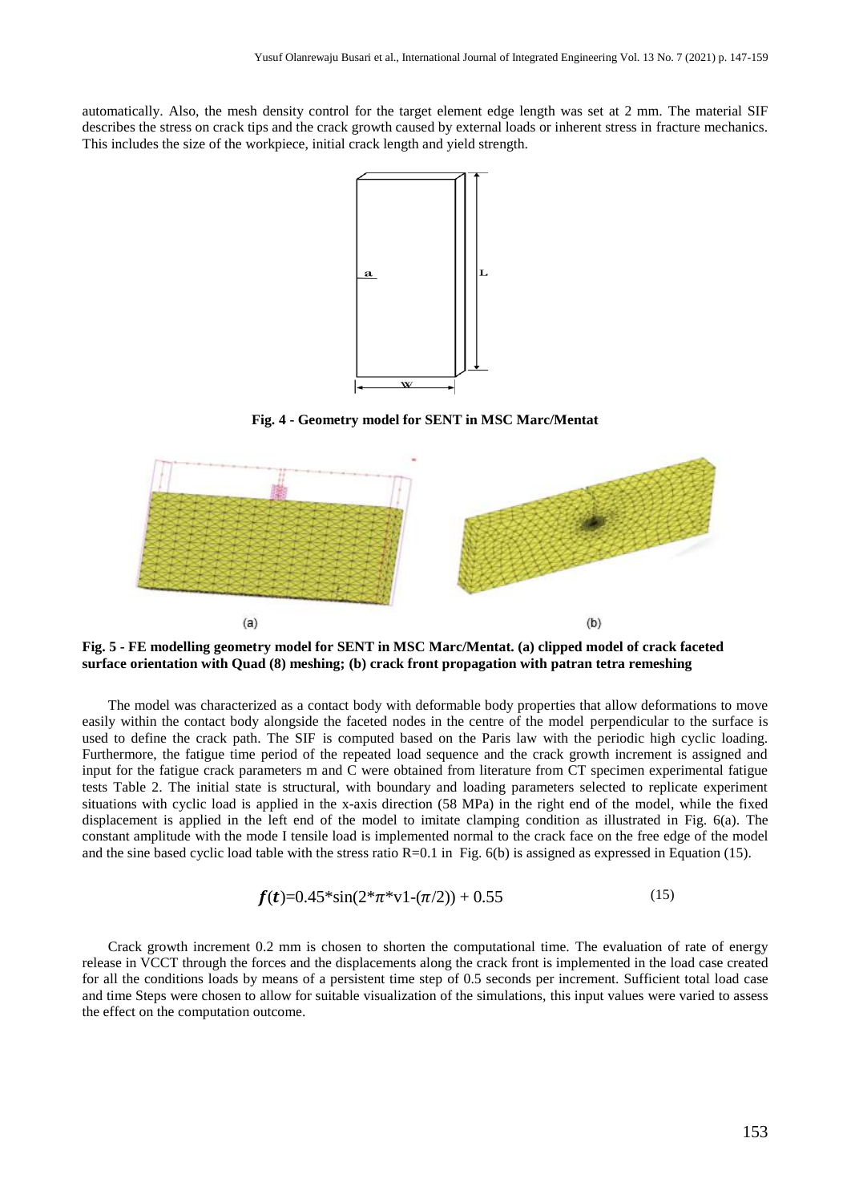automatically. Also, the mesh density control for the target element edge length was set at 2 mm. The material SIF describes the stress on crack tips and the crack growth caused by external loads or inherent stress in fracture mechanics. This includes the size of the workpiece, initial crack length and yield strength.

**Fig. 4 - Geometry model for SENT in MSC Marc/Mentat**

**Fig. 5 - FE modelling geometry model for SENT in MSC Marc/Mentat. (a) clipped model of crack faceted surface orientation with Quad (8) meshing; (b) crack front propagation with patran tetra remeshing**

The model was characterized as a contact body with deformable body properties that allow deformations to move easily within the contact body alongside the faceted nodes in the centre of the model perpendicular to the surface is used to define the crack path. The SIF is computed based on the Paris law with the periodic high cyclic loading. Furthermore, the fatigue time period of the repeated load sequence and the crack growth increment is assigned and input for the fatigue crack parameters m and C were obtained from literature from CT specimen experimental fatigue tests Table 2. The initial state is structural, with boundary and loading parameters selected to replicate experiment situations with cyclic load is applied in the x-axis direction (58 MPa) in the right end of the model, while the fixed displacement is applied in the left end of the model to imitate clamping condition as illustrated in Fig. 6(a). The constant amplitude with the mode I tensile load is implemented normal to the crack face on the free edge of the model and the sine based cyclic load table with the stress ratio R=0.1 in Fig. 6(b) is assigned as expressed in Equation (15).

$$f(t)=0.45*\sin(2*\pi*v1-(\pi/2)) + 0.55 \tag{15}$$

Crack growth increment 0.2 mm is chosen to shorten the computational time. The evaluation of rate of energy release in VCCT through the forces and the displacements along the crack front is implemented in the load case created for all the conditions loads by means of a persistent time step of 0.5 seconds per increment. Sufficient total load case and time Steps were chosen to allow for suitable visualization of the simulations, this input values were varied to assess the effect on the computation outcome.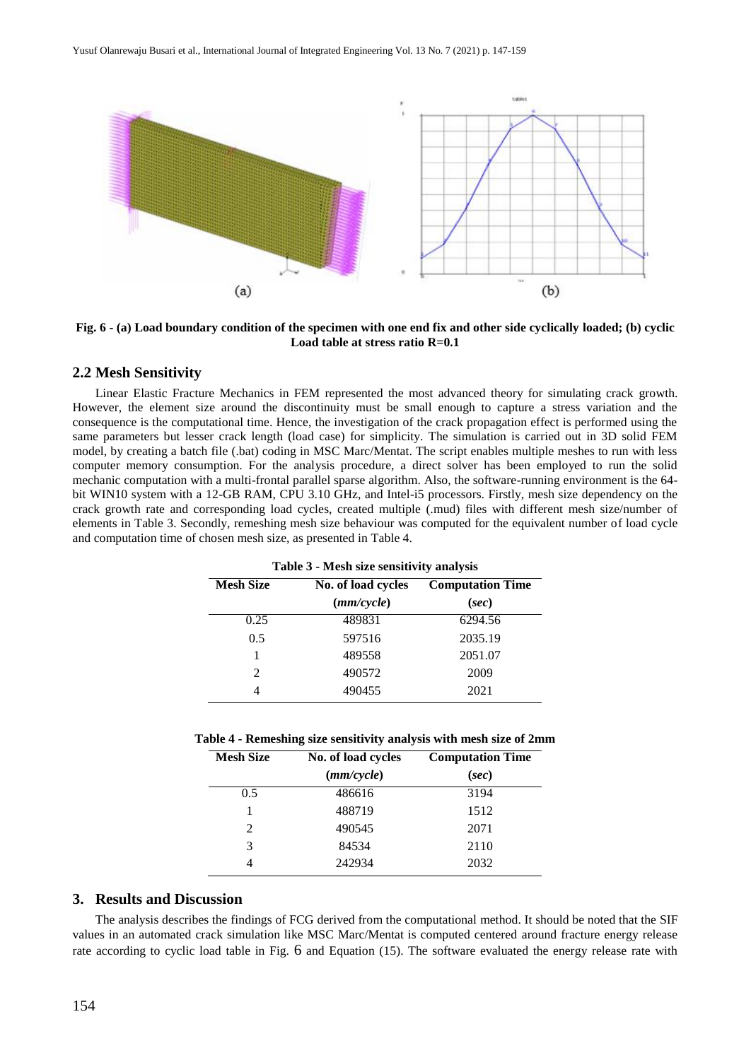**Fig. 6 - (a) Load boundary condition of the specimen with one end fix and other side cyclically loaded; (b) cyclic Load table at stress ratio R=0.1**

## 2.2 Mesh Sensitivity

Linear Elastic Fracture Mechanics in FEM represented the most advanced theory for simulating crack growth. However, the element size around the discontinuity must be small enough to capture a stress variation and the consequence is the computational time. Hence, the investigation of the crack propagation effect is performed using the same parameters but lesser crack length (load case) for simplicity. The simulation is carried out in 3D solid FEM model, by creating a batch file (.bat) coding in MSC Marc/Mentat. The script enables multiple meshes to run with less computer memory consumption. For the analysis procedure, a direct solver has been employed to run the solid mechanic computation with a multi-frontal parallel sparse algorithm. Also, the software-running environment is the 64-bit WIN10 system with a 12-GB RAM, CPU 3.10 GHz, and Intel-i5 processors. Firstly, mesh size dependency on the crack growth rate and corresponding load cycles, created multiple (.mud) files with different mesh size/number of elements in Table 3. Secondly, remeshing mesh size behaviour was computed for the equivalent number of load cycle and computation time of chosen mesh size, as presented in Table 4.

**Table 3 - Mesh size sensitivity analysis**

| Mesh Size | No. of load cycles (*mm/cycle*) | Computation Time (*sec*) |
|---|---|---|
| 0.25 | 489831 | 6294.56 |
| 0.5 | 597516 | 2035.19 |
| 1 | 489558 | 2051.07 |
| 2 | 490572 | 2009 |
| 4 | 490455 | 2021 |

**Table 4 - Remeshing size sensitivity analysis with mesh size of 2mm**

| Mesh Size | No. of load cycles (*mm/cycle*) | Computation Time (*sec*) |
|---|---|---|
| 0.5 | 486616 | 3194 |
| 1 | 488719 | 1512 |
| 2 | 490545 | 2071 |
| 3 | 84534 | 2110 |
| 4 | 242934 | 2032 |

## 3. Results and Discussion

The analysis describes the findings of FCG derived from the computational method. It should be noted that the SIF values in an automated crack simulation like MSC Marc/Mentat is computed centered around fracture energy release rate according to cyclic load table in Fig. 6 and Equation (15). The software evaluated the energy release rate with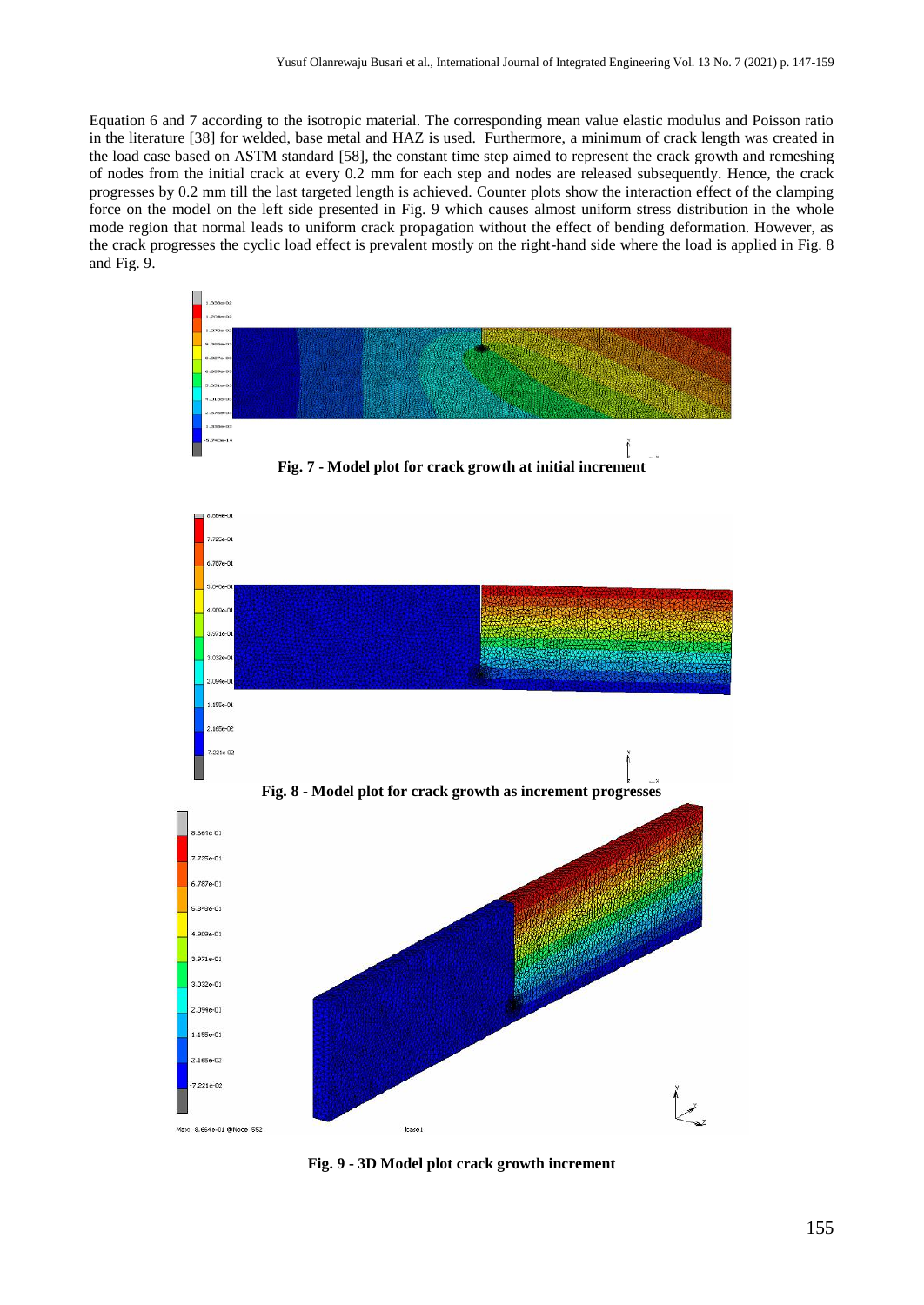Equation 6 and 7 according to the isotropic material. The corresponding mean value elastic modulus and Poisson ratio in the literature [38] for welded, base metal and HAZ is used. Furthermore, a minimum of crack length was created in the load case based on ASTM standard [58], the constant time step aimed to represent the crack growth and remeshing of nodes from the initial crack at every 0.2 mm for each step and nodes are released subsequently. Hence, the crack progresses by 0.2 mm till the last targeted length is achieved. Counter plots show the interaction effect of the clamping force on the model on the left side presented in Fig. 9 which causes almost uniform stress distribution in the whole mode region that normal leads to uniform crack propagation without the effect of bending deformation. However, as the crack progresses the cyclic load effect is prevalent mostly on the right-hand side where the load is applied in Fig. 8 and Fig. 9.

**Fig. 7 - Model plot for crack growth at initial increment**

**Fig. 8 - Model plot for crack growth as increment progresses**

**Fig. 9 - 3D Model plot crack growth increment**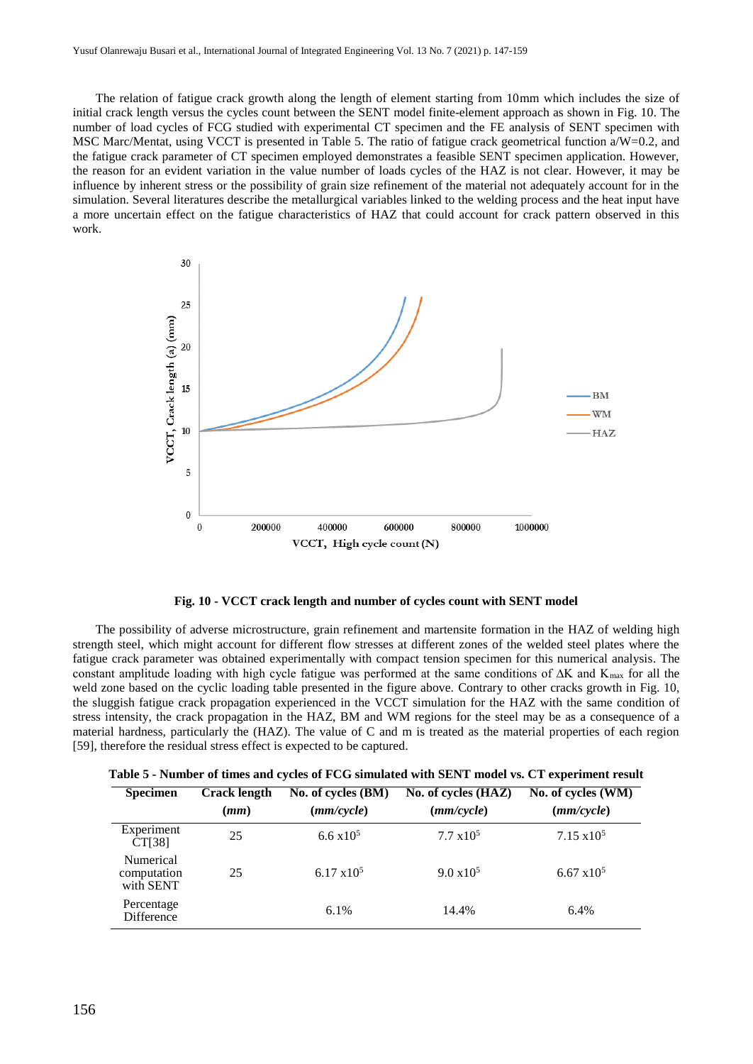The relation of fatigue crack growth along the length of element starting from 10mm which includes the size of initial crack length versus the cycles count between the SENT model finite-element approach as shown in Fig. 10. The number of load cycles of FCG studied with experimental CT specimen and the FE analysis of SENT specimen with MSC Marc/Mentat, using VCCT is presented in Table 5. The ratio of fatigue crack geometrical function a/W=0.2, and the fatigue crack parameter of CT specimen employed demonstrates a feasible SENT specimen application. However, the reason for an evident variation in the value number of loads cycles of the HAZ is not clear. However, it may be influence by inherent stress or the possibility of grain size refinement of the material not adequately account for in the simulation. Several literatures describe the metallurgical variables linked to the welding process and the heat input have a more uncertain effect on the fatigue characteristics of HAZ that could account for crack pattern observed in this work.

**Fig. 10 - VCCT crack length and number of cycles count with SENT model**

The possibility of adverse microstructure, grain refinement and martensite formation in the HAZ of welding high strength steel, which might account for different flow stresses at different zones of the welded steel plates where the fatigue crack parameter was obtained experimentally with compact tension specimen for this numerical analysis. The constant amplitude loading with high cycle fatigue was performed at the same conditions of $\Delta K$ and $K_{max}$ for all the weld zone based on the cyclic loading table presented in the figure above. Contrary to other cracks growth in Fig. 10, the sluggish fatigue crack propagation experienced in the VCCT simulation for the HAZ with the same condition of stress intensity, the crack propagation in the HAZ, BM and WM regions for the steel may be as a consequence of a material hardness, particularly the (HAZ). The value of C and m is treated as the material properties of each region [59], therefore the residual stress effect is expected to be captured.

**Table 5 - Number of times and cycles of FCG simulated with SENT model vs. CT experiment result**

| Specimen | Crack length (*mm*) | No. of cycles (BM) (*mm/cycle*) | No. of cycles (HAZ) (*mm/cycle*) | No. of cycles (WM) (*mm/cycle*) |
|---|---|---|---|---|
| Experiment CT[38] | 25 | $6.6 \times 10^5$ | $7.7 \times 10^5$ | $7.15 \times 10^5$ |
| Numerical computation with SENT | 25 | $6.17 \times 10^5$ | $9.0 \times 10^5$ | $6.67 \times 10^5$ |
| Percentage Difference | | 6.1% | 14.4% | 6.4% |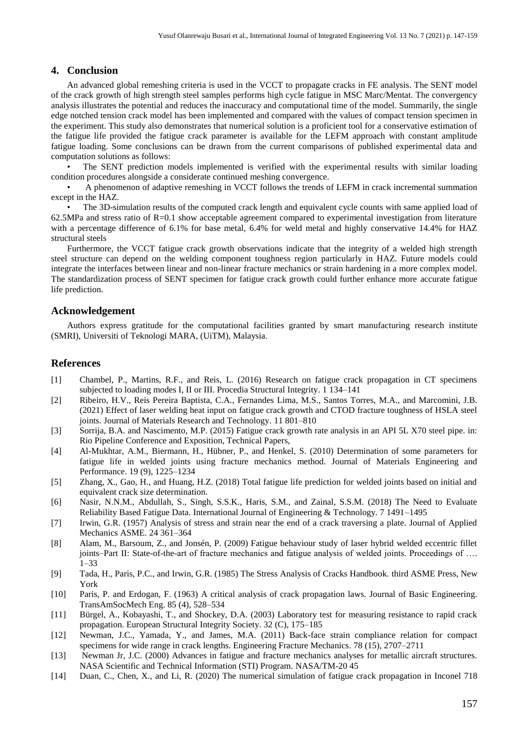## 4. Conclusion

An advanced global remeshing criteria is used in the VCCT to propagate cracks in FE analysis. The SENT model of the crack growth of high strength steel samples performs high cycle fatigue in MSC Marc/Mentat. The convergency analysis illustrates the potential and reduces the inaccuracy and computational time of the model. Summarily, the single edge notched tension crack model has been implemented and compared with the values of compact tension specimen in the experiment. This study also demonstrates that numerical solution is a proficient tool for a conservative estimation of the fatigue life provided the fatigue crack parameter is available for the LEFM approach with constant amplitude fatigue loading. Some conclusions can be drawn from the current comparisons of published experimental data and computation solutions as follows:

- The SENT prediction models implemented is verified with the experimental results with similar loading condition procedures alongside a considerate continued meshing convergence.
- A phenomenon of adaptive remeshing in VCCT follows the trends of LEFM in crack incremental summation except in the HAZ.
- The 3D-simulation results of the computed crack length and equivalent cycle counts with same applied load of 62.5MPa and stress ratio of R=0.1 show acceptable agreement compared to experimental investigation from literature with a percentage difference of 6.1% for base metal, 6.4% for weld metal and highly conservative 14.4% for HAZ structural steels

Furthermore, the VCCT fatigue crack growth observations indicate that the integrity of a welded high strength steel structure can depend on the welding component toughness region particularly in HAZ. Future models could integrate the interfaces between linear and non-linear fracture mechanics or strain hardening in a more complex model. The standardization process of SENT specimen for fatigue crack growth could further enhance more accurate fatigue life prediction.

## Acknowledgement

Authors express gratitude for the computational facilities granted by smart manufacturing research institute (SMRI), Universiti of Teknologi MARA, (UiTM), Malaysia.

## References

[1] Chambel, P., Martins, R.F., and Reis, L. (2016) Research on fatigue crack propagation in CT specimens subjected to loading modes I, II or III. Procedia Structural Integrity. 1 134–141

[2] Ribeiro, H.V., Reis Pereira Baptista, C.A., Fernandes Lima, M.S., Santos Torres, M.A., and Marcomini, J.B. (2021) Effect of laser welding heat input on fatigue crack growth and CTOD fracture toughness of HSLA steel joints. Journal of Materials Research and Technology. 11 801–810

[3] Sorrija, B.A. and Nascimento, M.P. (2015) Fatigue crack growth rate analysis in an API 5L X70 steel pipe. in: Rio Pipeline Conference and Exposition, Technical Papers,

[4] Al-Mukhtar, A.M., Biermann, H., Hübner, P., and Henkel, S. (2010) Determination of some parameters for fatigue life in welded joints using fracture mechanics method. Journal of Materials Engineering and Performance. 19 (9), 1225–1234

[5] Zhang, X., Gao, H., and Huang, H.Z. (2018) Total fatigue life prediction for welded joints based on initial and equivalent crack size determination.

[6] Nasir, N.N.M., Abdullah, S., Singh, S.S.K., Haris, S.M., and Zainal, S.S.M. (2018) The Need to Evaluate Reliability Based Fatigue Data. International Journal of Engineering & Technology. 7 1491–1495

[7] Irwin, G.R. (1957) Analysis of stress and strain near the end of a crack traversing a plate. Journal of Applied Mechanics ASME. 24 361–364

[8] Alam, M., Barsoum, Z., and Jonsén, P. (2009) Fatigue behaviour study of laser hybrid welded eccentric fillet joints–Part II: State-of-the-art of fracture mechanics and fatigue analysis of welded joints. Proceedings of …. 1–33

[9] Tada, H., Paris, P.C., and Irwin, G.R. (1985) The Stress Analysis of Cracks Handbook. third ASME Press, New York

[10] Paris, P. and Erdogan, F. (1963) A critical analysis of crack propagation laws. Journal of Basic Engineering. TransAmSocMech Eng. 85 (4), 528–534

[11] Bürgel, A., Kobayashi, T., and Shockey, D.A. (2003) Laboratory test for measuring resistance to rapid crack propagation. European Structural Integrity Society. 32 (C), 175–185

[12] Newman, J.C., Yamada, Y., and James, M.A. (2011) Back-face strain compliance relation for compact specimens for wide range in crack lengths. Engineering Fracture Mechanics. 78 (15), 2707–2711

[13] Newman Jr, J.C. (2000) Advances in fatigue and fracture mechanics analyses for metallic aircraft structures. NASA Scientific and Technical Information (STI) Program. NASA/TM-20 45

[14] Duan, C., Chen, X., and Li, R. (2020) The numerical simulation of fatigue crack propagation in Inconel 718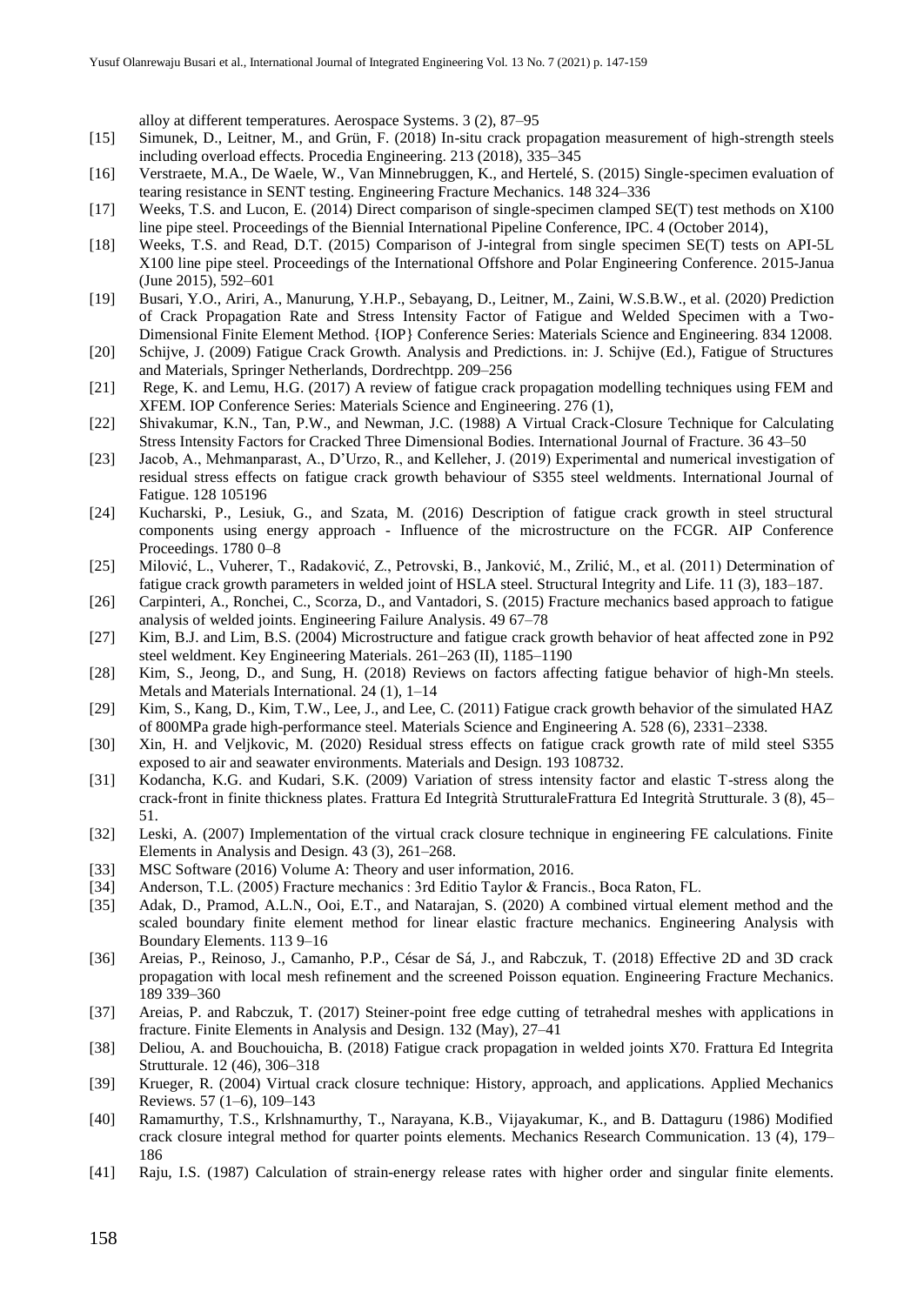alloy at different temperatures. Aerospace Systems. 3 (2), 87–95

[15] Simunek, D., Leitner, M., and Grün, F. (2018) In-situ crack propagation measurement of high-strength steels including overload effects. Procedia Engineering. 213 (2018), 335–345

[16] Verstraete, M.A., De Waele, W., Van Minnebruggen, K., and Hertelé, S. (2015) Single-specimen evaluation of tearing resistance in SENT testing. Engineering Fracture Mechanics. 148 324–336

[17] Weeks, T.S. and Lucon, E. (2014) Direct comparison of single-specimen clamped SE(T) test methods on X100 line pipe steel. Proceedings of the Biennial International Pipeline Conference, IPC. 4 (October 2014),

[18] Weeks, T.S. and Read, D.T. (2015) Comparison of J-integral from single specimen SE(T) tests on API-5L X100 line pipe steel. Proceedings of the International Offshore and Polar Engineering Conference. 2015-Janua (June 2015), 592–601

[19] Busari, Y.O., Ariri, A., Manurung, Y.H.P., Sebayang, D., Leitner, M., Zaini, W.S.B.W., et al. (2020) Prediction of Crack Propagation Rate and Stress Intensity Factor of Fatigue and Welded Specimen with a Two-Dimensional Finite Element Method. {IOP} Conference Series: Materials Science and Engineering. 834 12008.

[20] Schijve, J. (2009) Fatigue Crack Growth. Analysis and Predictions. in: J. Schijve (Ed.), Fatigue of Structures and Materials, Springer Netherlands, Dordrechtpp. 209–256

[21] Rege, K. and Lemu, H.G. (2017) A review of fatigue crack propagation modelling techniques using FEM and XFEM. IOP Conference Series: Materials Science and Engineering. 276 (1),

[22] Shivakumar, K.N., Tan, P.W., and Newman, J.C. (1988) A Virtual Crack-Closure Technique for Calculating Stress Intensity Factors for Cracked Three Dimensional Bodies. International Journal of Fracture. 36 43–50

[23] Jacob, A., Mehmanparast, A., D'Urzo, R., and Kelleher, J. (2019) Experimental and numerical investigation of residual stress effects on fatigue crack growth behaviour of S355 steel weldments. International Journal of Fatigue. 128 105196

[24] Kucharski, P., Lesiuk, G., and Szata, M. (2016) Description of fatigue crack growth in steel structural components using energy approach - Influence of the microstructure on the FCGR. AIP Conference Proceedings. 1780 0–8

[25] Milović, L., Vuherer, T., Radaković, Z., Petrovski, B., Janković, M., Zrilić, M., et al. (2011) Determination of fatigue crack growth parameters in welded joint of HSLA steel. Structural Integrity and Life. 11 (3), 183–187.

[26] Carpinteri, A., Ronchei, C., Scorza, D., and Vantadori, S. (2015) Fracture mechanics based approach to fatigue analysis of welded joints. Engineering Failure Analysis. 49 67–78

[27] Kim, B.J. and Lim, B.S. (2004) Microstructure and fatigue crack growth behavior of heat affected zone in P92 steel weldment. Key Engineering Materials. 261–263 (II), 1185–1190

[28] Kim, S., Jeong, D., and Sung, H. (2018) Reviews on factors affecting fatigue behavior of high-Mn steels. Metals and Materials International. 24 (1), 1–14

[29] Kim, S., Kang, D., Kim, T.W., Lee, J., and Lee, C. (2011) Fatigue crack growth behavior of the simulated HAZ of 800MPa grade high-performance steel. Materials Science and Engineering A. 528 (6), 2331–2338.

[30] Xin, H. and Veljkovic, M. (2020) Residual stress effects on fatigue crack growth rate of mild steel S355 exposed to air and seawater environments. Materials and Design. 193 108732.

[31] Kodancha, K.G. and Kudari, S.K. (2009) Variation of stress intensity factor and elastic T-stress along the crack-front in finite thickness plates. Frattura Ed Integrità StrutturaleFrattura Ed Integrità Strutturale. 3 (8), 45–51.

[32] Leski, A. (2007) Implementation of the virtual crack closure technique in engineering FE calculations. Finite Elements in Analysis and Design. 43 (3), 261–268.

[33] MSC Software (2016) Volume A: Theory and user information, 2016.

[34] Anderson, T.L. (2005) Fracture mechanics : 3rd Editio Taylor & Francis., Boca Raton, FL.

[35] Adak, D., Pramod, A.L.N., Ooi, E.T., and Natarajan, S. (2020) A combined virtual element method and the scaled boundary finite element method for linear elastic fracture mechanics. Engineering Analysis with Boundary Elements. 113 9–16

[36] Areias, P., Reinoso, J., Camanho, P.P., César de Sá, J., and Rabczuk, T. (2018) Effective 2D and 3D crack propagation with local mesh refinement and the screened Poisson equation. Engineering Fracture Mechanics. 189 339–360

[37] Areias, P. and Rabczuk, T. (2017) Steiner-point free edge cutting of tetrahedral meshes with applications in fracture. Finite Elements in Analysis and Design. 132 (May), 27–41

[38] Deliou, A. and Bouchouicha, B. (2018) Fatigue crack propagation in welded joints X70. Frattura Ed Integrita Strutturale. 12 (46), 306–318

[39] Krueger, R. (2004) Virtual crack closure technique: History, approach, and applications. Applied Mechanics Reviews. 57 (1–6), 109–143

[40] Ramamurthy, T.S., Krlshnamurthy, T., Narayana, K.B., Vijayakumar, K., and B. Dattaguru (1986) Modified crack closure integral method for quarter points elements. Mechanics Research Communication. 13 (4), 179–186

[41] Raju, I.S. (1987) Calculation of strain-energy release rates with higher order and singular finite elements.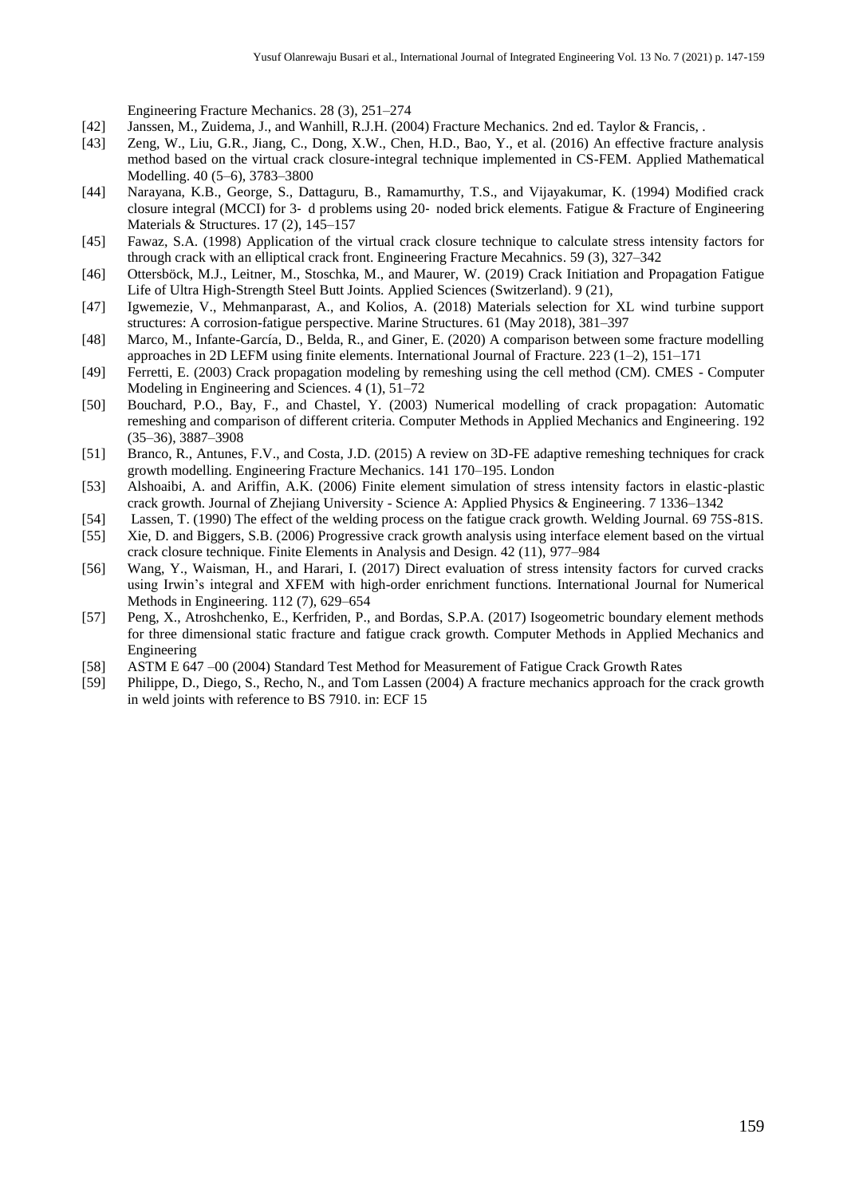Engineering Fracture Mechanics. 28 (3), 251–274

[42] Janssen, M., Zuidema, J., and Wanhill, R.J.H. (2004) Fracture Mechanics. 2nd ed. Taylor & Francis, .

[43] Zeng, W., Liu, G.R., Jiang, C., Dong, X.W., Chen, H.D., Bao, Y., et al. (2016) An effective fracture analysis method based on the virtual crack closure-integral technique implemented in CS-FEM. Applied Mathematical Modelling. 40 (5–6), 3783–3800

[44] Narayana, K.B., George, S., Dattaguru, B., Ramamurthy, T.S., and Vijayakumar, K. (1994) Modified crack closure integral (MCCI) for 3- d problems using 20- noded brick elements. Fatigue & Fracture of Engineering Materials & Structures. 17 (2), 145–157

[45] Fawaz, S.A. (1998) Application of the virtual crack closure technique to calculate stress intensity factors for through crack with an elliptical crack front. Engineering Fracture Mecahnics. 59 (3), 327–342

[46] Ottersböck, M.J., Leitner, M., Stoschka, M., and Maurer, W. (2019) Crack Initiation and Propagation Fatigue Life of Ultra High-Strength Steel Butt Joints. Applied Sciences (Switzerland). 9 (21),

[47] Igwemezie, V., Mehmanparast, A., and Kolios, A. (2018) Materials selection for XL wind turbine support structures: A corrosion-fatigue perspective. Marine Structures. 61 (May 2018), 381–397

[48] Marco, M., Infante-García, D., Belda, R., and Giner, E. (2020) A comparison between some fracture modelling approaches in 2D LEFM using finite elements. International Journal of Fracture. 223 (1–2), 151–171

[49] Ferretti, E. (2003) Crack propagation modeling by remeshing using the cell method (CM). CMES - Computer Modeling in Engineering and Sciences. 4 (1), 51–72

[50] Bouchard, P.O., Bay, F., and Chastel, Y. (2003) Numerical modelling of crack propagation: Automatic remeshing and comparison of different criteria. Computer Methods in Applied Mechanics and Engineering. 192 (35–36), 3887–3908

[51] Branco, R., Antunes, F.V., and Costa, J.D. (2015) A review on 3D-FE adaptive remeshing techniques for crack growth modelling. Engineering Fracture Mechanics. 141 170–195. London

[53] Alshoaibi, A. and Ariffin, A.K. (2006) Finite element simulation of stress intensity factors in elastic-plastic crack growth. Journal of Zhejiang University - Science A: Applied Physics & Engineering. 7 1336–1342

[54] Lassen, T. (1990) The effect of the welding process on the fatigue crack growth. Welding Journal. 69 75S-81S.

[55] Xie, D. and Biggers, S.B. (2006) Progressive crack growth analysis using interface element based on the virtual crack closure technique. Finite Elements in Analysis and Design. 42 (11), 977–984

[56] Wang, Y., Waisman, H., and Harari, I. (2017) Direct evaluation of stress intensity factors for curved cracks using Irwin's integral and XFEM with high-order enrichment functions. International Journal for Numerical Methods in Engineering. 112 (7), 629–654

[57] Peng, X., Atroshchenko, E., Kerfriden, P., and Bordas, S.P.A. (2017) Isogeometric boundary element methods for three dimensional static fracture and fatigue crack growth. Computer Methods in Applied Mechanics and Engineering

[58] ASTM E 647 –00 (2004) Standard Test Method for Measurement of Fatigue Crack Growth Rates

[59] Philippe, D., Diego, S., Recho, N., and Tom Lassen (2004) A fracture mechanics approach for the crack growth in weld joints with reference to BS 7910. in: ECF 15